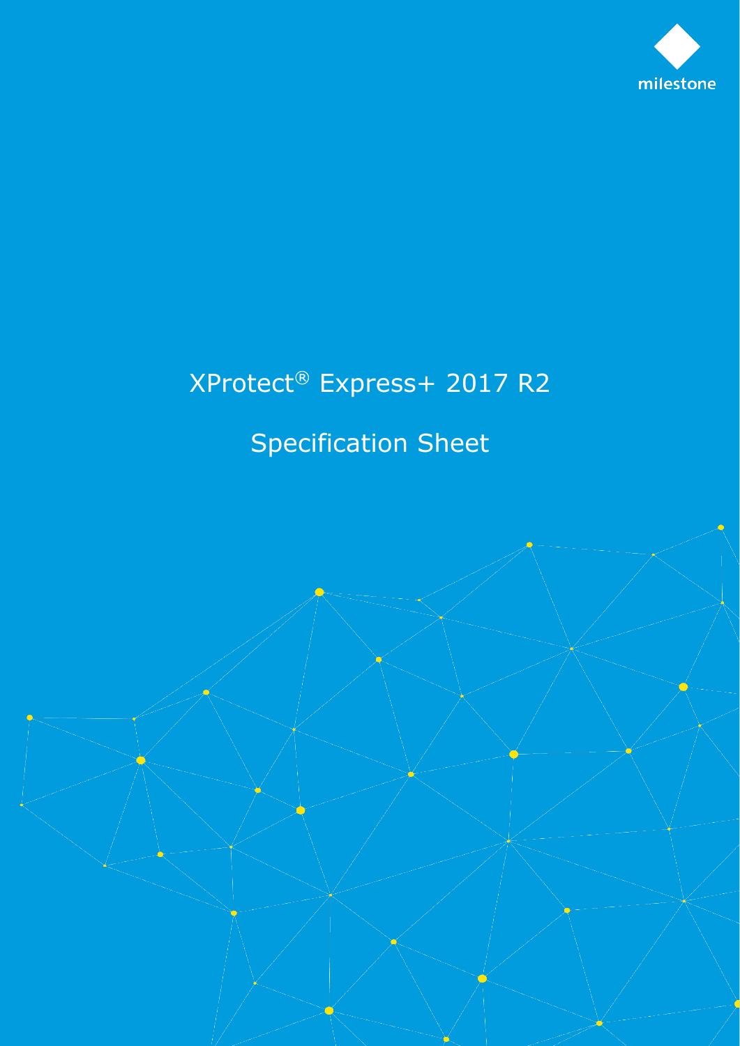milestone

# XProtect® Express+ 2017 R2

## Specification Sheet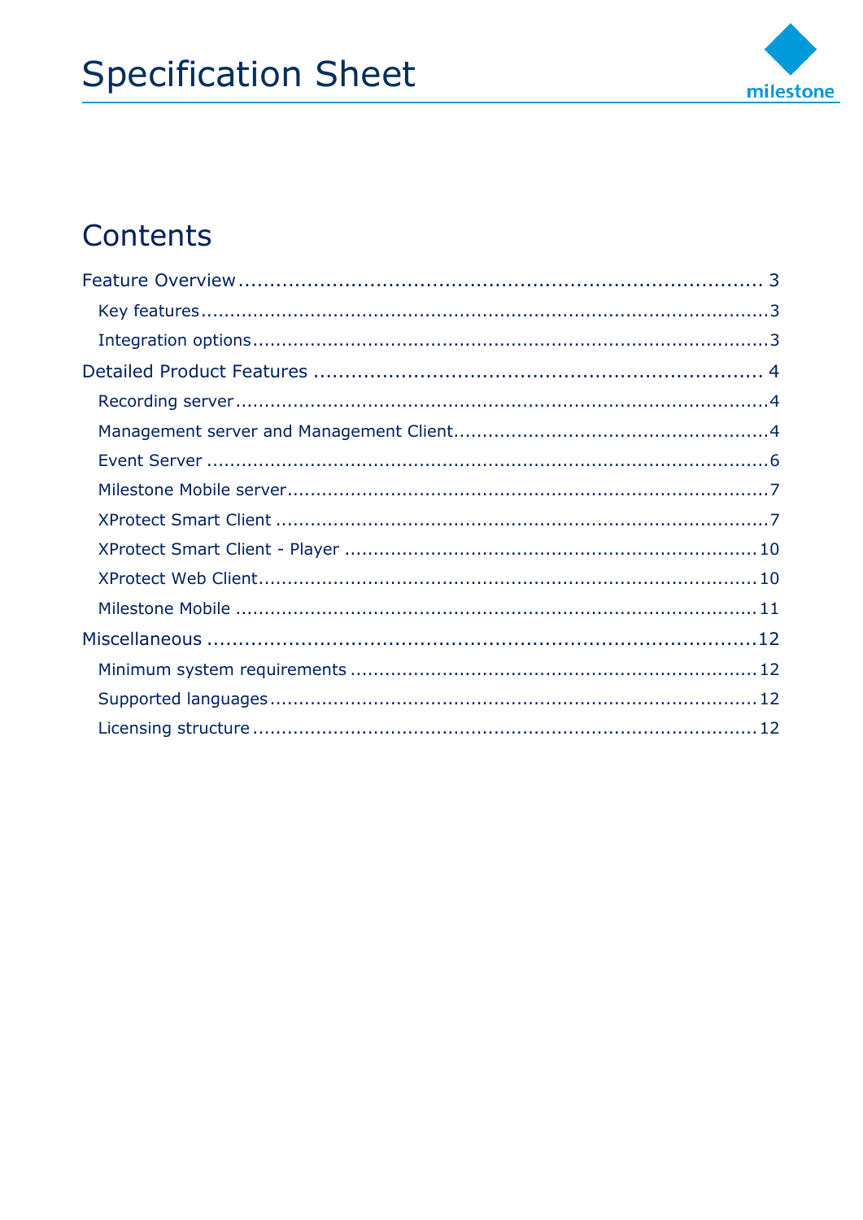# Specification Sheet

## Contents

Feature Overview ........................................................................... 3

- Key features ........................................................................... 3
- Integration options ........................................................................... 3

Detailed Product Features ........................................................................... 4

- Recording server ........................................................................... 4
- Management server and Management Client ........................................................................... 4
- Event Server ........................................................................... 6
- Milestone Mobile server ........................................................................... 7
- XProtect Smart Client ........................................................................... 7
- XProtect Smart Client - Player ........................................................................... 10
- XProtect Web Client ........................................................................... 10
- Milestone Mobile ........................................................................... 11

Miscellaneous ........................................................................... 12

- Minimum system requirements ........................................................................... 12
- Supported languages ........................................................................... 12
- Licensing structure ........................................................................... 12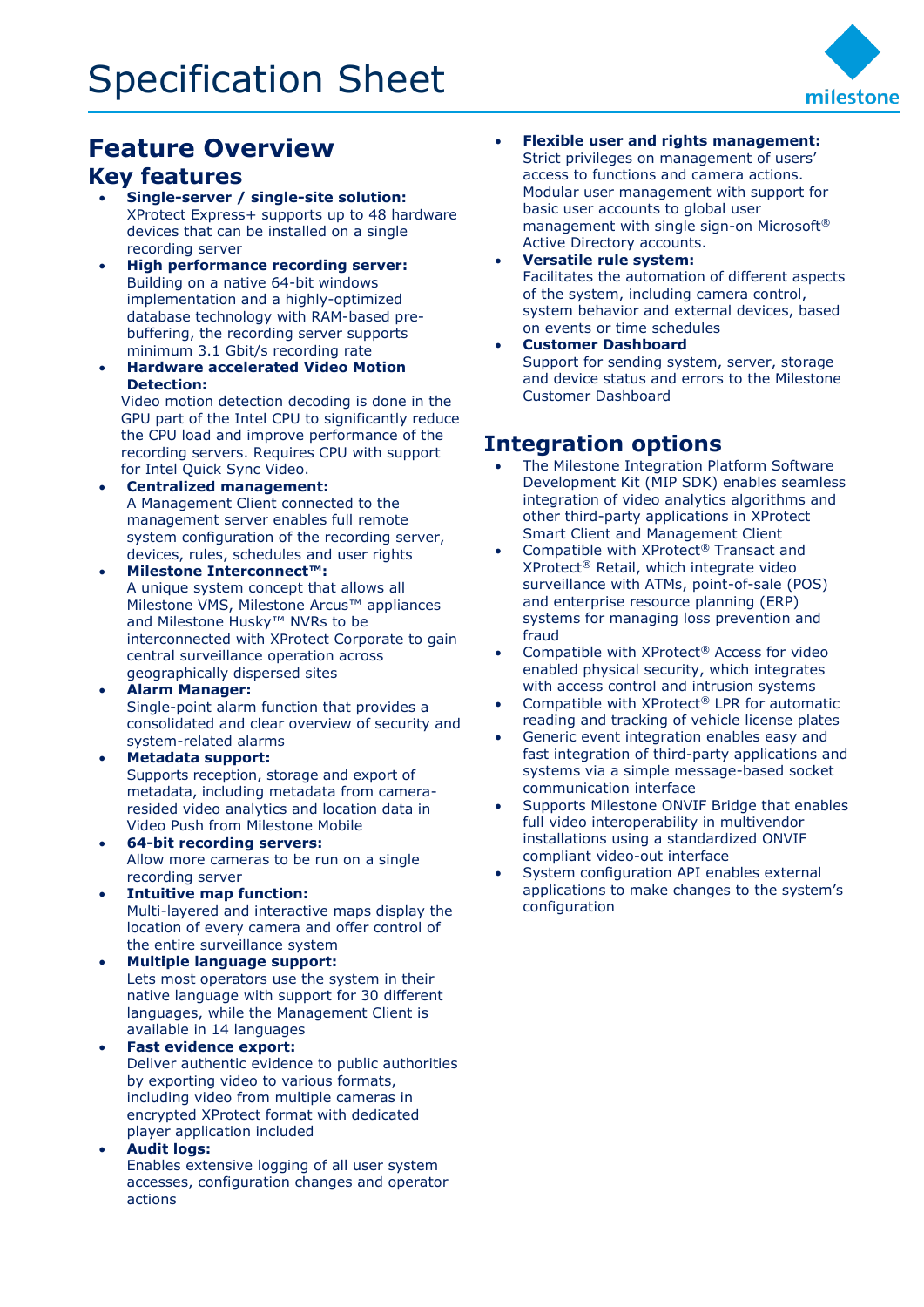# Specification Sheet

## Feature Overview

### Key features

- **Single-server / single-site solution:** XProtect Express+ supports up to 48 hardware devices that can be installed on a single recording server
- **High performance recording server:** Building on a native 64-bit windows implementation and a highly-optimized database technology with RAM-based pre-buffering, the recording server supports minimum 3.1 Gbit/s recording rate
- **Hardware accelerated Video Motion Detection:** Video motion detection decoding is done in the GPU part of the Intel CPU to significantly reduce the CPU load and improve performance of the recording servers. Requires CPU with support for Intel Quick Sync Video.
- **Centralized management:** A Management Client connected to the management server enables full remote system configuration of the recording server, devices, rules, schedules and user rights
- **Milestone Interconnect™:** A unique system concept that allows all Milestone VMS, Milestone Arcus™ appliances and Milestone Husky™ NVRs to be interconnected with XProtect Corporate to gain central surveillance operation across geographically dispersed sites
- **Alarm Manager:** Single-point alarm function that provides a consolidated and clear overview of security and system-related alarms
- **Metadata support:** Supports reception, storage and export of metadata, including metadata from camera-resided video analytics and location data in Video Push from Milestone Mobile
- **64-bit recording servers:** Allow more cameras to be run on a single recording server
- **Intuitive map function:** Multi-layered and interactive maps display the location of every camera and offer control of the entire surveillance system
- **Multiple language support:** Lets most operators use the system in their native language with support for 30 different languages, while the Management Client is available in 14 languages
- **Fast evidence export:** Deliver authentic evidence to public authorities by exporting video to various formats, including video from multiple cameras in encrypted XProtect format with dedicated player application included
- **Audit logs:** Enables extensive logging of all user system accesses, configuration changes and operator actions
- **Flexible user and rights management:** Strict privileges on management of users' access to functions and camera actions. Modular user management with support for basic user accounts to global user management with single sign-on Microsoft® Active Directory accounts.
- **Versatile rule system:** Facilitates the automation of different aspects of the system, including camera control, system behavior and external devices, based on events or time schedules
- **Customer Dashboard** Support for sending system, server, storage and device status and errors to the Milestone Customer Dashboard

## Integration options

- The Milestone Integration Platform Software Development Kit (MIP SDK) enables seamless integration of video analytics algorithms and other third-party applications in XProtect Smart Client and Management Client
- Compatible with XProtect® Transact and XProtect® Retail, which integrate video surveillance with ATMs, point-of-sale (POS) and enterprise resource planning (ERP) systems for managing loss prevention and fraud
- Compatible with XProtect® Access for video enabled physical security, which integrates with access control and intrusion systems
- Compatible with XProtect® LPR for automatic reading and tracking of vehicle license plates
- Generic event integration enables easy and fast integration of third-party applications and systems via a simple message-based socket communication interface
- Supports Milestone ONVIF Bridge that enables full video interoperability in multivendor installations using a standardized ONVIF compliant video-out interface
- System configuration API enables external applications to make changes to the system's configuration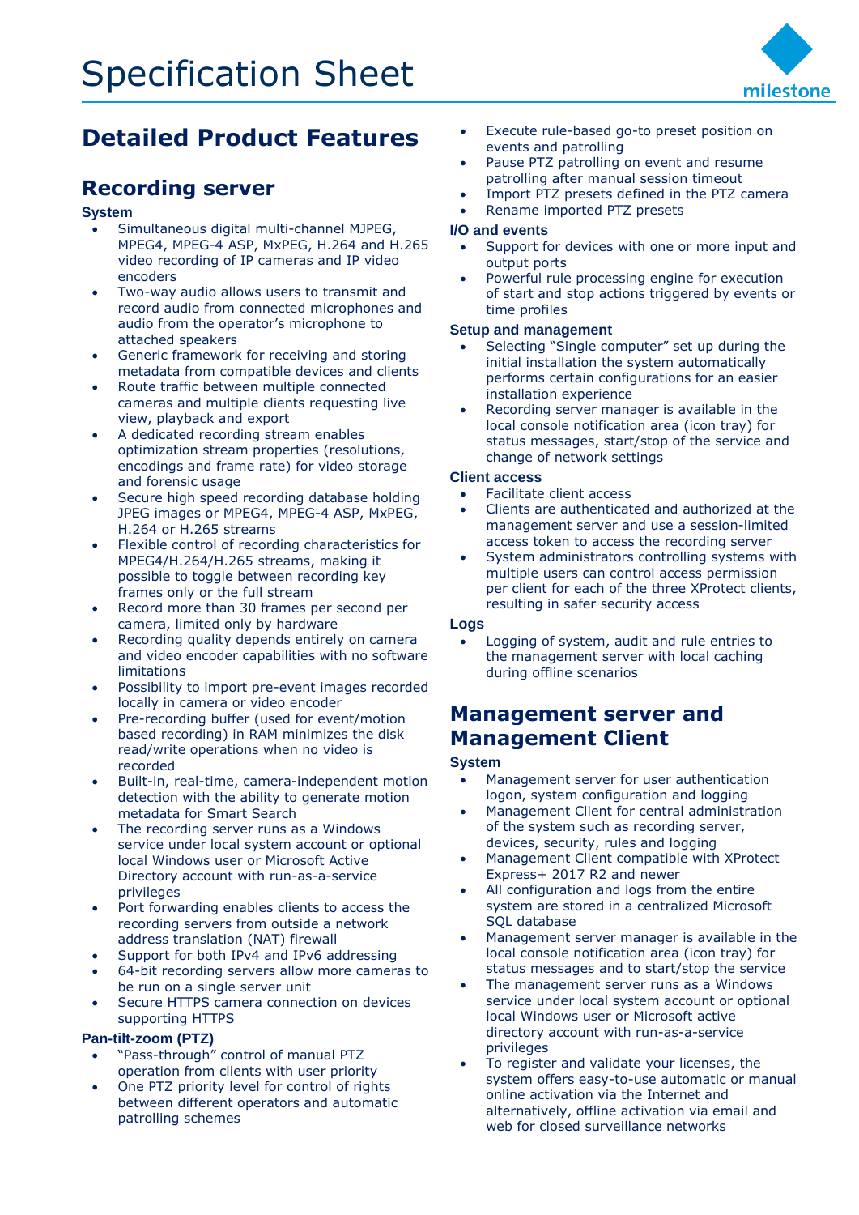# Detailed Product Features

## Recording server

### System

- Simultaneous digital multi-channel MJPEG, MPEG4, MPEG-4 ASP, MxPEG, H.264 and H.265 video recording of IP cameras and IP video encoders
- Two-way audio allows users to transmit and record audio from connected microphones and audio from the operator's microphone to attached speakers
- Generic framework for receiving and storing metadata from compatible devices and clients
- Route traffic between multiple connected cameras and multiple clients requesting live view, playback and export
- A dedicated recording stream enables optimization stream properties (resolutions, encodings and frame rate) for video storage and forensic usage
- Secure high speed recording database holding JPEG images or MPEG4, MPEG-4 ASP, MxPEG, H.264 or H.265 streams
- Flexible control of recording characteristics for MPEG4/H.264/H.265 streams, making it possible to toggle between recording key frames only or the full stream
- Record more than 30 frames per second per camera, limited only by hardware
- Recording quality depends entirely on camera and video encoder capabilities with no software limitations
- Possibility to import pre-event images recorded locally in camera or video encoder
- Pre-recording buffer (used for event/motion based recording) in RAM minimizes the disk read/write operations when no video is recorded
- Built-in, real-time, camera-independent motion detection with the ability to generate motion metadata for Smart Search
- The recording server runs as a Windows service under local system account or optional local Windows user or Microsoft Active Directory account with run-as-a-service privileges
- Port forwarding enables clients to access the recording servers from outside a network address translation (NAT) firewall
- Support for both IPv4 and IPv6 addressing
- 64-bit recording servers allow more cameras to be run on a single server unit
- Secure HTTPS camera connection on devices supporting HTTPS

### Pan-tilt-zoom (PTZ)

- "Pass-through" control of manual PTZ operation from clients with user priority
- One PTZ priority level for control of rights between different operators and automatic patrolling schemes
- Execute rule-based go-to preset position on events and patrolling
- Pause PTZ patrolling on event and resume patrolling after manual session timeout
- Import PTZ presets defined in the PTZ camera
- Rename imported PTZ presets

### I/O and events

- Support for devices with one or more input and output ports
- Powerful rule processing engine for execution of start and stop actions triggered by events or time profiles

### Setup and management

- Selecting "Single computer" set up during the initial installation the system automatically performs certain configurations for an easier installation experience
- Recording server manager is available in the local console notification area (icon tray) for status messages, start/stop of the service and change of network settings

### Client access

- Facilitate client access
- Clients are authenticated and authorized at the management server and use a session-limited access token to access the recording server
- System administrators controlling systems with multiple users can control access permission per client for each of the three XProtect clients, resulting in safer security access

### Logs

- Logging of system, audit and rule entries to the management server with local caching during offline scenarios

## Management server and Management Client

### System

- Management server for user authentication logon, system configuration and logging
- Management Client for central administration of the system such as recording server, devices, security, rules and logging
- Management Client compatible with XProtect Express+ 2017 R2 and newer
- All configuration and logs from the entire system are stored in a centralized Microsoft SQL database
- Management server manager is available in the local console notification area (icon tray) for status messages and to start/stop the service
- The management server runs as a Windows service under local system account or optional local Windows user or Microsoft active directory account with run-as-a-service privileges
- To register and validate your licenses, the system offers easy-to-use automatic or manual online activation via the Internet and alternatively, offline activation via email and web for closed surveillance networks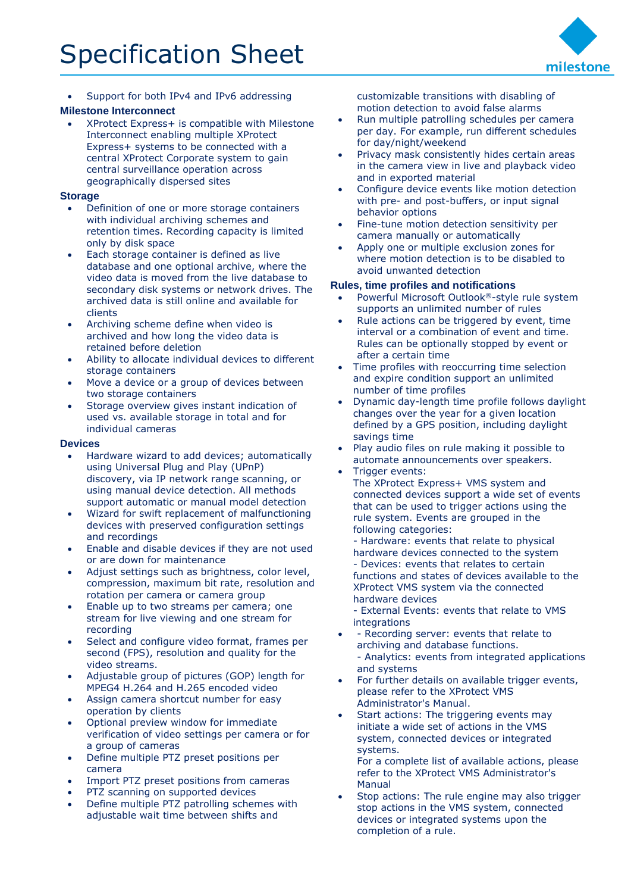- Support for both IPv4 and IPv6 addressing

**Milestone Interconnect**

- XProtect Express+ is compatible with Milestone Interconnect enabling multiple XProtect Express+ systems to be connected with a central XProtect Corporate system to gain central surveillance operation across geographically dispersed sites

**Storage**

- Definition of one or more storage containers with individual archiving schemes and retention times. Recording capacity is limited only by disk space
- Each storage container is defined as live database and one optional archive, where the video data is moved from the live database to secondary disk systems or network drives. The archived data is still online and available for clients
- Archiving scheme define when video is archived and how long the video data is retained before deletion
- Ability to allocate individual devices to different storage containers
- Move a device or a group of devices between two storage containers
- Storage overview gives instant indication of used vs. available storage in total and for individual cameras

**Devices**

- Hardware wizard to add devices; automatically using Universal Plug and Play (UPnP) discovery, via IP network range scanning, or using manual device detection. All methods support automatic or manual model detection
- Wizard for swift replacement of malfunctioning devices with preserved configuration settings and recordings
- Enable and disable devices if they are not used or are down for maintenance
- Adjust settings such as brightness, color level, compression, maximum bit rate, resolution and rotation per camera or camera group
- Enable up to two streams per camera; one stream for live viewing and one stream for recording
- Select and configure video format, frames per second (FPS), resolution and quality for the video streams.
- Adjustable group of pictures (GOP) length for MPEG4 H.264 and H.265 encoded video
- Assign camera shortcut number for easy operation by clients
- Optional preview window for immediate verification of video settings per camera or for a group of cameras
- Define multiple PTZ preset positions per camera
- Import PTZ preset positions from cameras
- PTZ scanning on supported devices
- Define multiple PTZ patrolling schemes with adjustable wait time between shifts and customizable transitions with disabling of motion detection to avoid false alarms
- Run multiple patrolling schedules per camera per day. For example, run different schedules for day/night/weekend
- Privacy mask consistently hides certain areas in the camera view in live and playback video and in exported material
- Configure device events like motion detection with pre- and post-buffers, or input signal behavior options
- Fine-tune motion detection sensitivity per camera manually or automatically
- Apply one or multiple exclusion zones for where motion detection is to be disabled to avoid unwanted detection

**Rules, time profiles and notifications**

- Powerful Microsoft Outlook®-style rule system supports an unlimited number of rules
- Rule actions can be triggered by event, time interval or a combination of event and time. Rules can be optionally stopped by event or after a certain time
- Time profiles with reoccurring time selection and expire condition support an unlimited number of time profiles
- Dynamic day-length time profile follows daylight changes over the year for a given location defined by a GPS position, including daylight savings time
- Play audio files on rule making it possible to automate announcements over speakers.
- Trigger events:
  The XProtect Express+ VMS system and connected devices support a wide set of events that can be used to trigger actions using the rule system. Events are grouped in the following categories:
  - Hardware: events that relate to physical hardware devices connected to the system
  - Devices: events that relates to certain functions and states of devices available to the XProtect VMS system via the connected hardware devices
  - External Events: events that relate to VMS integrations
- - Recording server: events that relate to archiving and database functions.
  - Analytics: events from integrated applications and systems
- For further details on available trigger events, please refer to the XProtect VMS Administrator's Manual.
- Start actions: The triggering events may initiate a wide set of actions in the VMS system, connected devices or integrated systems.
  For a complete list of available actions, please refer to the XProtect VMS Administrator's Manual
- Stop actions: The rule engine may also trigger stop actions in the VMS system, connected devices or integrated systems upon the completion of a rule.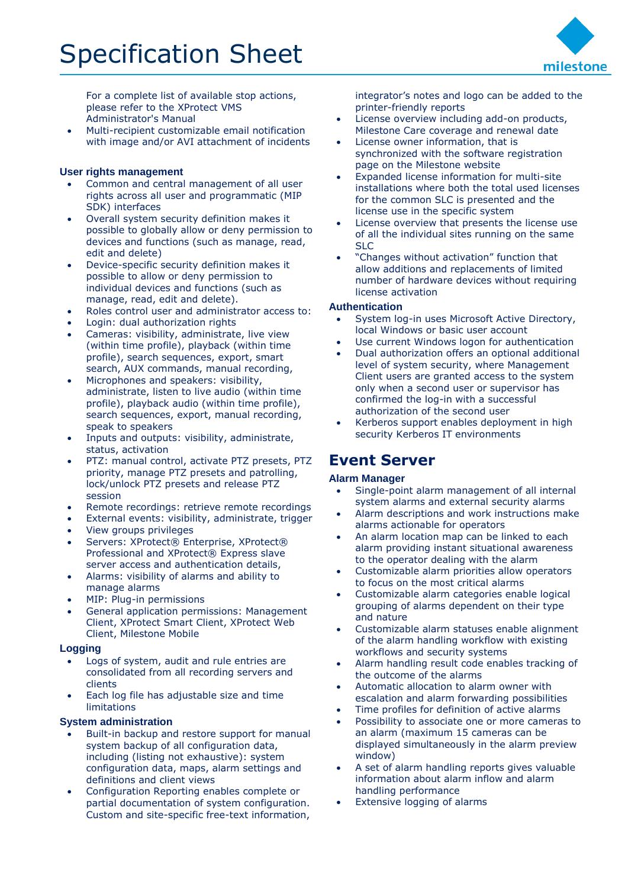For a complete list of available stop actions, please refer to the XProtect VMS Administrator's Manual

- Multi-recipient customizable email notification with image and/or AVI attachment of incidents

### User rights management

- Common and central management of all user rights across all user and programmatic (MIP SDK) interfaces
- Overall system security definition makes it possible to globally allow or deny permission to devices and functions (such as manage, read, edit and delete)
- Device-specific security definition makes it possible to allow or deny permission to individual devices and functions (such as manage, read, edit and delete).
- Roles control user and administrator access to:
- Login: dual authorization rights
- Cameras: visibility, administrate, live view (within time profile), playback (within time profile), search sequences, export, smart search, AUX commands, manual recording,
- Microphones and speakers: visibility, administrate, listen to live audio (within time profile), playback audio (within time profile), search sequences, export, manual recording, speak to speakers
- Inputs and outputs: visibility, administrate, status, activation
- PTZ: manual control, activate PTZ presets, PTZ priority, manage PTZ presets and patrolling, lock/unlock PTZ presets and release PTZ session
- Remote recordings: retrieve remote recordings
- External events: visibility, administrate, trigger
- View groups privileges
- Servers: XProtect® Enterprise, XProtect® Professional and XProtect® Express slave server access and authentication details,
- Alarms: visibility of alarms and ability to manage alarms
- MIP: Plug-in permissions
- General application permissions: Management Client, XProtect Smart Client, XProtect Web Client, Milestone Mobile

### Logging

- Logs of system, audit and rule entries are consolidated from all recording servers and clients
- Each log file has adjustable size and time limitations

### System administration

- Built-in backup and restore support for manual system backup of all configuration data, including (listing not exhaustive): system configuration data, maps, alarm settings and definitions and client views
- Configuration Reporting enables complete or partial documentation of system configuration. Custom and site-specific free-text information, integrator's notes and logo can be added to the printer-friendly reports
- License overview including add-on products, Milestone Care coverage and renewal date
- License owner information, that is synchronized with the software registration page on the Milestone website
- Expanded license information for multi-site installations where both the total used licenses for the common SLC is presented and the license use in the specific system
- License overview that presents the license use of all the individual sites running on the same SLC
- "Changes without activation" function that allow additions and replacements of limited number of hardware devices without requiring license activation

### Authentication

- System log-in uses Microsoft Active Directory, local Windows or basic user account
- Use current Windows logon for authentication
- Dual authorization offers an optional additional level of system security, where Management Client users are granted access to the system only when a second user or supervisor has confirmed the log-in with a successful authorization of the second user
- Kerberos support enables deployment in high security Kerberos IT environments

## Event Server

### Alarm Manager

- Single-point alarm management of all internal system alarms and external security alarms
- Alarm descriptions and work instructions make alarms actionable for operators
- An alarm location map can be linked to each alarm providing instant situational awareness to the operator dealing with the alarm
- Customizable alarm priorities allow operators to focus on the most critical alarms
- Customizable alarm categories enable logical grouping of alarms dependent on their type and nature
- Customizable alarm statuses enable alignment of the alarm handling workflow with existing workflows and security systems
- Alarm handling result code enables tracking of the outcome of the alarms
- Automatic allocation to alarm owner with escalation and alarm forwarding possibilities
- Time profiles for definition of active alarms
- Possibility to associate one or more cameras to an alarm (maximum 15 cameras can be displayed simultaneously in the alarm preview window)
- A set of alarm handling reports gives valuable information about alarm inflow and alarm handling performance
- Extensive logging of alarms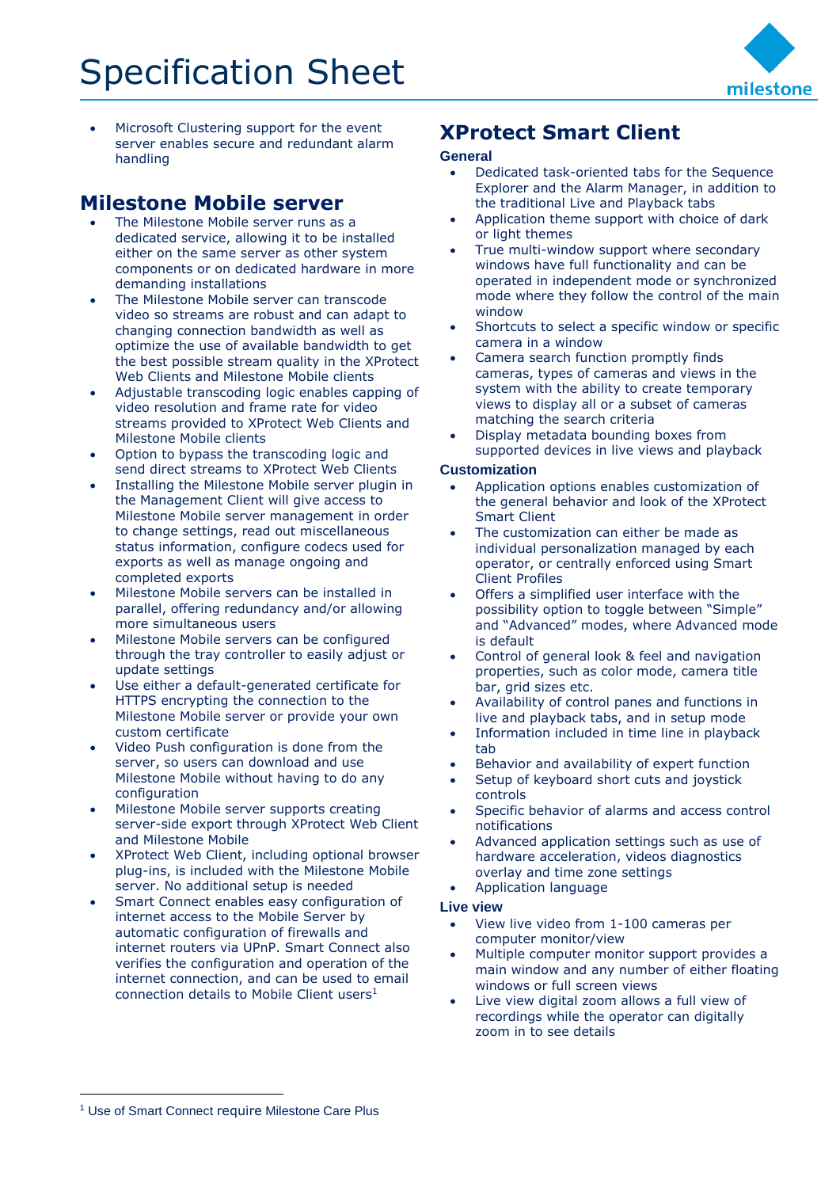- Microsoft Clustering support for the event server enables secure and redundant alarm handling

## Milestone Mobile server

- The Milestone Mobile server runs as a dedicated service, allowing it to be installed either on the same server as other system components or on dedicated hardware in more demanding installations
- The Milestone Mobile server can transcode video so streams are robust and can adapt to changing connection bandwidth as well as optimize the use of available bandwidth to get the best possible stream quality in the XProtect Web Clients and Milestone Mobile clients
- Adjustable transcoding logic enables capping of video resolution and frame rate for video streams provided to XProtect Web Clients and Milestone Mobile clients
- Option to bypass the transcoding logic and send direct streams to XProtect Web Clients
- Installing the Milestone Mobile server plugin in the Management Client will give access to Milestone Mobile server management in order to change settings, read out miscellaneous status information, configure codecs used for exports as well as manage ongoing and completed exports
- Milestone Mobile servers can be installed in parallel, offering redundancy and/or allowing more simultaneous users
- Milestone Mobile servers can be configured through the tray controller to easily adjust or update settings
- Use either a default-generated certificate for HTTPS encrypting the connection to the Milestone Mobile server or provide your own custom certificate
- Video Push configuration is done from the server, so users can download and use Milestone Mobile without having to do any configuration
- Milestone Mobile server supports creating server-side export through XProtect Web Client and Milestone Mobile
- XProtect Web Client, including optional browser plug-ins, is included with the Milestone Mobile server. No additional setup is needed
- Smart Connect enables easy configuration of internet access to the Mobile Server by automatic configuration of firewalls and internet routers via UPnP. Smart Connect also verifies the configuration and operation of the internet connection, and can be used to email connection details to Mobile Client users[1]

## XProtect Smart Client

### General

- Dedicated task-oriented tabs for the Sequence Explorer and the Alarm Manager, in addition to the traditional Live and Playback tabs
- Application theme support with choice of dark or light themes
- True multi-window support where secondary windows have full functionality and can be operated in independent mode or synchronized mode where they follow the control of the main window
- Shortcuts to select a specific window or specific camera in a window
- Camera search function promptly finds cameras, types of cameras and views in the system with the ability to create temporary views to display all or a subset of cameras matching the search criteria
- Display metadata bounding boxes from supported devices in live views and playback

### Customization

- Application options enables customization of the general behavior and look of the XProtect Smart Client
- The customization can either be made as individual personalization managed by each operator, or centrally enforced using Smart Client Profiles
- Offers a simplified user interface with the possibility option to toggle between "Simple" and "Advanced" modes, where Advanced mode is default
- Control of general look & feel and navigation properties, such as color mode, camera title bar, grid sizes etc.
- Availability of control panes and functions in live and playback tabs, and in setup mode
- Information included in time line in playback tab
- Behavior and availability of expert function
- Setup of keyboard short cuts and joystick controls
- Specific behavior of alarms and access control notifications
- Advanced application settings such as use of hardware acceleration, videos diagnostics overlay and time zone settings
- Application language

### Live view

- View live video from 1-100 cameras per computer monitor/view
- Multiple computer monitor support provides a main window and any number of either floating windows or full screen views
- Live view digital zoom allows a full view of recordings while the operator can digitally zoom in to see details

[1] Use of Smart Connect require Milestone Care Plus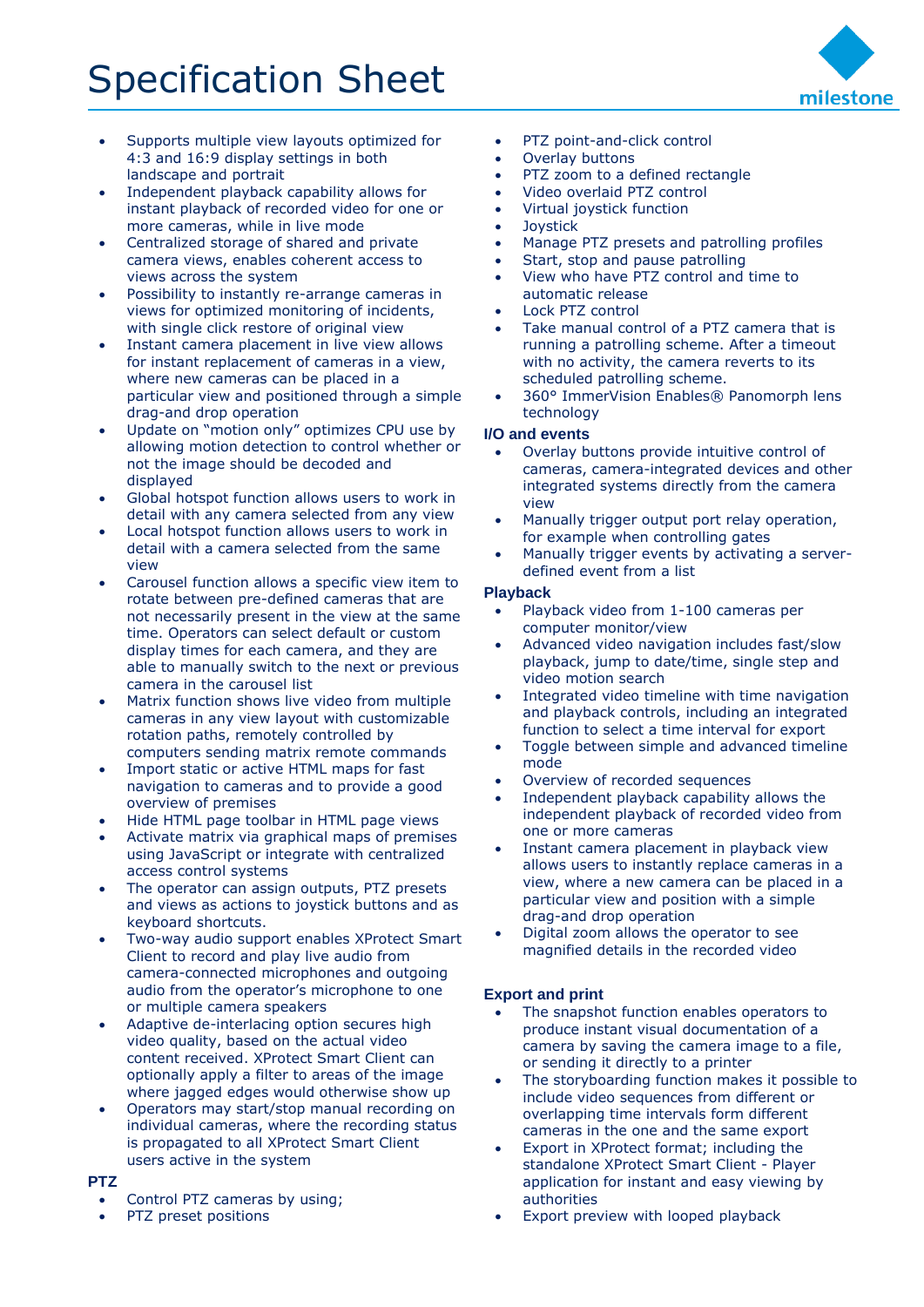# Specification Sheet

- Supports multiple view layouts optimized for 4:3 and 16:9 display settings in both landscape and portrait
- Independent playback capability allows for instant playback of recorded video for one or more cameras, while in live mode
- Centralized storage of shared and private camera views, enables coherent access to views across the system
- Possibility to instantly re-arrange cameras in views for optimized monitoring of incidents, with single click restore of original view
- Instant camera placement in live view allows for instant replacement of cameras in a view, where new cameras can be placed in a particular view and positioned through a simple drag-and drop operation
- Update on "motion only" optimizes CPU use by allowing motion detection to control whether or not the image should be decoded and displayed
- Global hotspot function allows users to work in detail with any camera selected from any view
- Local hotspot function allows users to work in detail with a camera selected from the same view
- Carousel function allows a specific view item to rotate between pre-defined cameras that are not necessarily present in the view at the same time. Operators can select default or custom display times for each camera, and they are able to manually switch to the next or previous camera in the carousel list
- Matrix function shows live video from multiple cameras in any view layout with customizable rotation paths, remotely controlled by computers sending matrix remote commands
- Import static or active HTML maps for fast navigation to cameras and to provide a good overview of premises
- Hide HTML page toolbar in HTML page views
- Activate matrix via graphical maps of premises using JavaScript or integrate with centralized access control systems
- The operator can assign outputs, PTZ presets and views as actions to joystick buttons and as keyboard shortcuts.
- Two-way audio support enables XProtect Smart Client to record and play live audio from camera-connected microphones and outgoing audio from the operator's microphone to one or multiple camera speakers
- Adaptive de-interlacing option secures high video quality, based on the actual video content received. XProtect Smart Client can optionally apply a filter to areas of the image where jagged edges would otherwise show up
- Operators may start/stop manual recording on individual cameras, where the recording status is propagated to all XProtect Smart Client users active in the system

**PTZ**

- Control PTZ cameras by using;
- PTZ preset positions
- PTZ point-and-click control
- Overlay buttons
- PTZ zoom to a defined rectangle
- Video overlaid PTZ control
- Virtual joystick function
- Joystick
- Manage PTZ presets and patrolling profiles
- Start, stop and pause patrolling
- View who have PTZ control and time to automatic release
- Lock PTZ control
- Take manual control of a PTZ camera that is running a patrolling scheme. After a timeout with no activity, the camera reverts to its scheduled patrolling scheme.
- 360° ImmerVision Enables® Panomorph lens technology

**I/O and events**

- Overlay buttons provide intuitive control of cameras, camera-integrated devices and other integrated systems directly from the camera view
- Manually trigger output port relay operation, for example when controlling gates
- Manually trigger events by activating a server-defined event from a list

**Playback**

- Playback video from 1-100 cameras per computer monitor/view
- Advanced video navigation includes fast/slow playback, jump to date/time, single step and video motion search
- Integrated video timeline with time navigation and playback controls, including an integrated function to select a time interval for export
- Toggle between simple and advanced timeline mode
- Overview of recorded sequences
- Independent playback capability allows the independent playback of recorded video from one or more cameras
- Instant camera placement in playback view allows users to instantly replace cameras in a view, where a new camera can be placed in a particular view and position with a simple drag-and drop operation
- Digital zoom allows the operator to see magnified details in the recorded video

**Export and print**

- The snapshot function enables operators to produce instant visual documentation of a camera by saving the camera image to a file, or sending it directly to a printer
- The storyboarding function makes it possible to include video sequences from different or overlapping time intervals form different cameras in the one and the same export
- Export in XProtect format; including the standalone XProtect Smart Client - Player application for instant and easy viewing by authorities
- Export preview with looped playback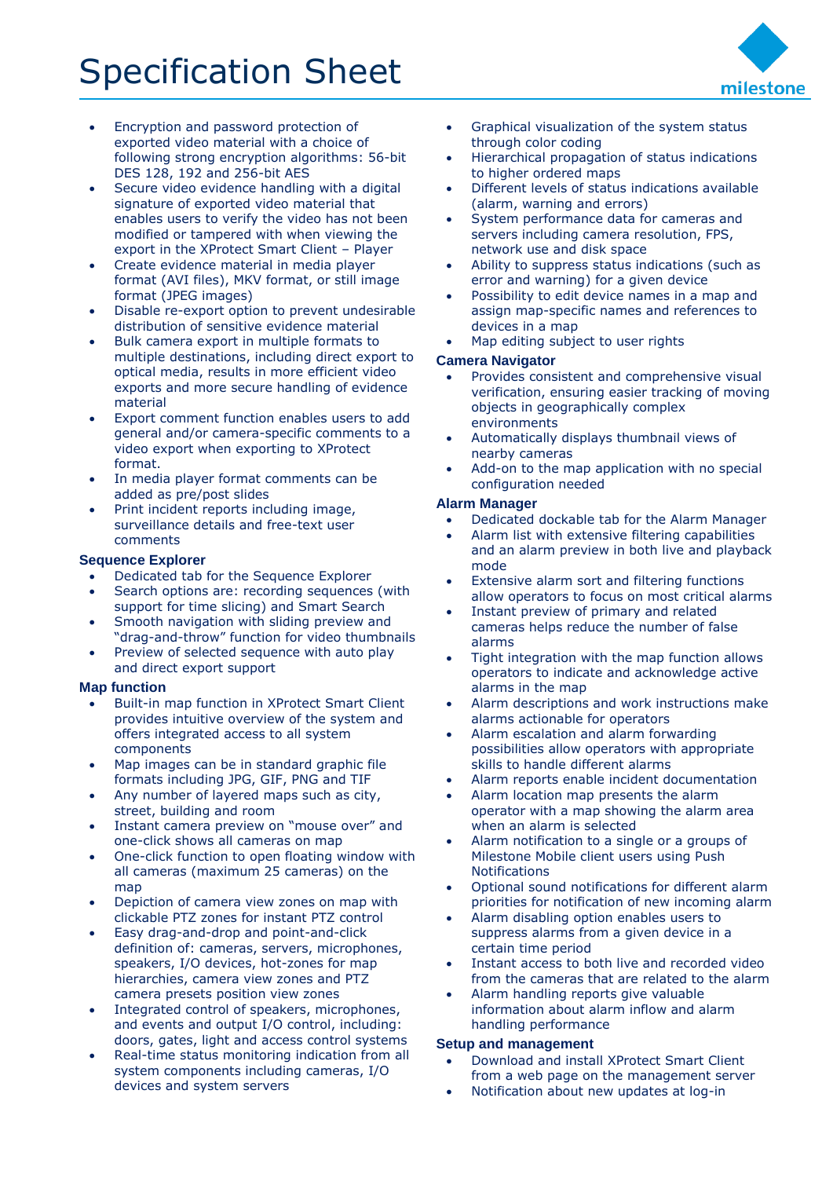- Encryption and password protection of exported video material with a choice of following strong encryption algorithms: 56-bit DES 128, 192 and 256-bit AES
- Secure video evidence handling with a digital signature of exported video material that enables users to verify the video has not been modified or tampered with when viewing the export in the XProtect Smart Client – Player
- Create evidence material in media player format (AVI files), MKV format, or still image format (JPEG images)
- Disable re-export option to prevent undesirable distribution of sensitive evidence material
- Bulk camera export in multiple formats to multiple destinations, including direct export to optical media, results in more efficient video exports and more secure handling of evidence material
- Export comment function enables users to add general and/or camera-specific comments to a video export when exporting to XProtect format.
- In media player format comments can be added as pre/post slides
- Print incident reports including image, surveillance details and free-text user comments

**Sequence Explorer**

- Dedicated tab for the Sequence Explorer
- Search options are: recording sequences (with support for time slicing) and Smart Search
- Smooth navigation with sliding preview and “drag-and-throw” function for video thumbnails
- Preview of selected sequence with auto play and direct export support

**Map function**

- Built-in map function in XProtect Smart Client provides intuitive overview of the system and offers integrated access to all system components
- Map images can be in standard graphic file formats including JPG, GIF, PNG and TIF
- Any number of layered maps such as city, street, building and room
- Instant camera preview on “mouse over” and one-click shows all cameras on map
- One-click function to open floating window with all cameras (maximum 25 cameras) on the map
- Depiction of camera view zones on map with clickable PTZ zones for instant PTZ control
- Easy drag-and-drop and point-and-click definition of: cameras, servers, microphones, speakers, I/O devices, hot-zones for map hierarchies, camera view zones and PTZ camera presets position view zones
- Integrated control of speakers, microphones, and events and output I/O control, including: doors, gates, light and access control systems
- Real-time status monitoring indication from all system components including cameras, I/O devices and system servers
- Graphical visualization of the system status through color coding
- Hierarchical propagation of status indications to higher ordered maps
- Different levels of status indications available (alarm, warning and errors)
- System performance data for cameras and servers including camera resolution, FPS, network use and disk space
- Ability to suppress status indications (such as error and warning) for a given device
- Possibility to edit device names in a map and assign map-specific names and references to devices in a map
- Map editing subject to user rights

**Camera Navigator**

- Provides consistent and comprehensive visual verification, ensuring easier tracking of moving objects in geographically complex environments
- Automatically displays thumbnail views of nearby cameras
- Add-on to the map application with no special configuration needed

**Alarm Manager**

- Dedicated dockable tab for the Alarm Manager
- Alarm list with extensive filtering capabilities and an alarm preview in both live and playback mode
- Extensive alarm sort and filtering functions allow operators to focus on most critical alarms
- Instant preview of primary and related cameras helps reduce the number of false alarms
- Tight integration with the map function allows operators to indicate and acknowledge active alarms in the map
- Alarm descriptions and work instructions make alarms actionable for operators
- Alarm escalation and alarm forwarding possibilities allow operators with appropriate skills to handle different alarms
- Alarm reports enable incident documentation
- Alarm location map presents the alarm operator with a map showing the alarm area when an alarm is selected
- Alarm notification to a single or a groups of Milestone Mobile client users using Push Notifications
- Optional sound notifications for different alarm priorities for notification of new incoming alarm
- Alarm disabling option enables users to suppress alarms from a given device in a certain time period
- Instant access to both live and recorded video from the cameras that are related to the alarm
- Alarm handling reports give valuable information about alarm inflow and alarm handling performance

**Setup and management**

- Download and install XProtect Smart Client from a web page on the management server
- Notification about new updates at log-in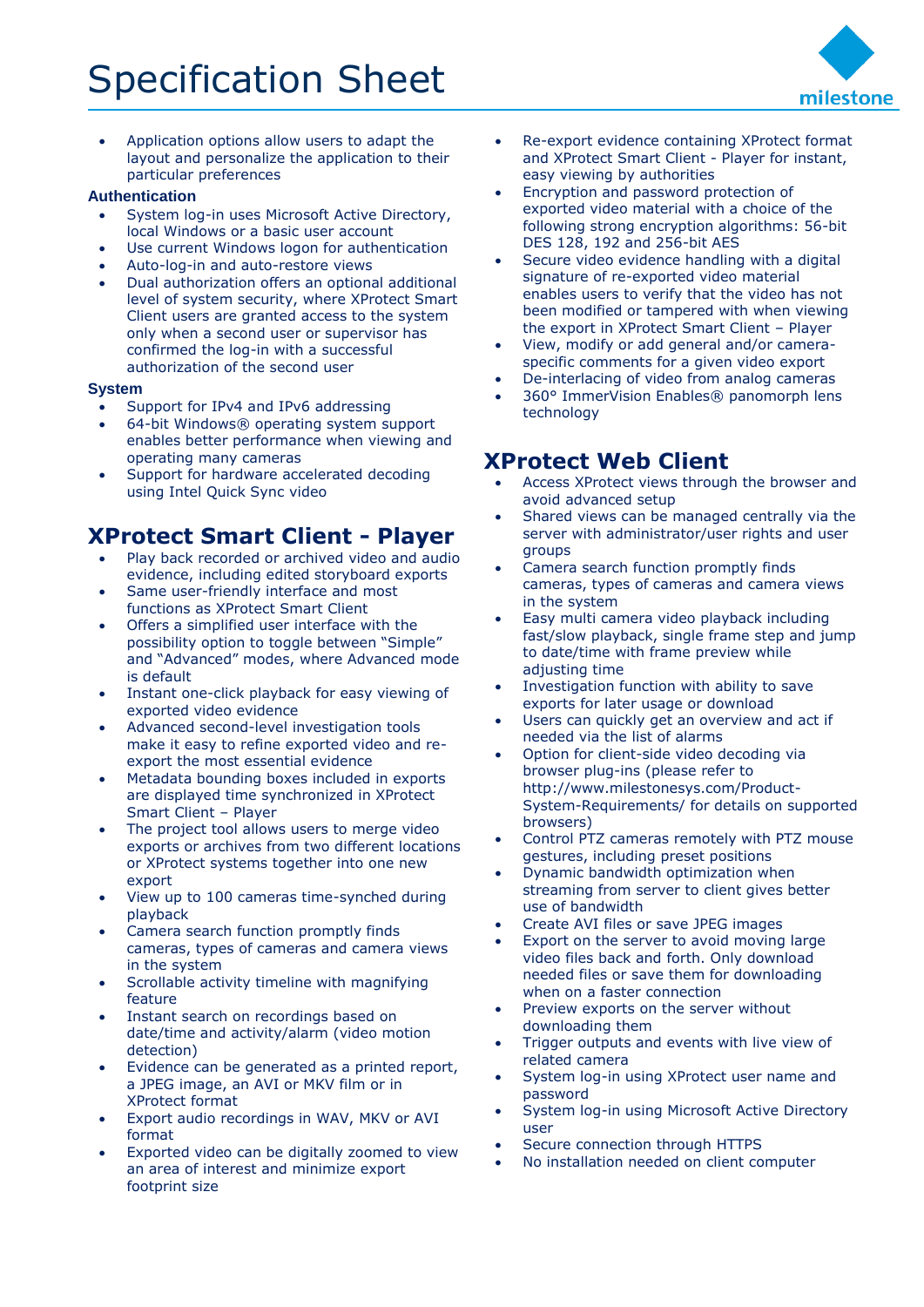- Application options allow users to adapt the layout and personalize the application to their particular preferences

**Authentication**

- System log-in uses Microsoft Active Directory, local Windows or a basic user account
- Use current Windows logon for authentication
- Auto-log-in and auto-restore views
- Dual authorization offers an optional additional level of system security, where XProtect Smart Client users are granted access to the system only when a second user or supervisor has confirmed the log-in with a successful authorization of the second user

**System**

- Support for IPv4 and IPv6 addressing
- 64-bit Windows® operating system support enables better performance when viewing and operating many cameras
- Support for hardware accelerated decoding using Intel Quick Sync video

## XProtect Smart Client - Player

- Play back recorded or archived video and audio evidence, including edited storyboard exports
- Same user-friendly interface and most functions as XProtect Smart Client
- Offers a simplified user interface with the possibility option to toggle between "Simple" and "Advanced" modes, where Advanced mode is default
- Instant one-click playback for easy viewing of exported video evidence
- Advanced second-level investigation tools make it easy to refine exported video and re-export the most essential evidence
- Metadata bounding boxes included in exports are displayed time synchronized in XProtect Smart Client – Player
- The project tool allows users to merge video exports or archives from two different locations or XProtect systems together into one new export
- View up to 100 cameras time-synched during playback
- Camera search function promptly finds cameras, types of cameras and camera views in the system
- Scrollable activity timeline with magnifying feature
- Instant search on recordings based on date/time and activity/alarm (video motion detection)
- Evidence can be generated as a printed report, a JPEG image, an AVI or MKV film or in XProtect format
- Export audio recordings in WAV, MKV or AVI format
- Exported video can be digitally zoomed to view an area of interest and minimize export footprint size
- Re-export evidence containing XProtect format and XProtect Smart Client - Player for instant, easy viewing by authorities
- Encryption and password protection of exported video material with a choice of the following strong encryption algorithms: 56-bit DES 128, 192 and 256-bit AES
- Secure video evidence handling with a digital signature of re-exported video material enables users to verify that the video has not been modified or tampered with when viewing the export in XProtect Smart Client – Player
- View, modify or add general and/or camera-specific comments for a given video export
- De-interlacing of video from analog cameras
- 360° ImmerVision Enables® panomorph lens technology

## XProtect Web Client

- Access XProtect views through the browser and avoid advanced setup
- Shared views can be managed centrally via the server with administrator/user rights and user groups
- Camera search function promptly finds cameras, types of cameras and camera views in the system
- Easy multi camera video playback including fast/slow playback, single frame step and jump to date/time with frame preview while adjusting time
- Investigation function with ability to save exports for later usage or download
- Users can quickly get an overview and act if needed via the list of alarms
- Option for client-side video decoding via browser plug-ins (please refer to http://www.milestonesys.com/Product-System-Requirements/ for details on supported browsers)
- Control PTZ cameras remotely with PTZ mouse gestures, including preset positions
- Dynamic bandwidth optimization when streaming from server to client gives better use of bandwidth
- Create AVI files or save JPEG images
- Export on the server to avoid moving large video files back and forth. Only download needed files or save them for downloading when on a faster connection
- Preview exports on the server without downloading them
- Trigger outputs and events with live view of related camera
- System log-in using XProtect user name and password
- System log-in using Microsoft Active Directory user
- Secure connection through HTTPS
- No installation needed on client computer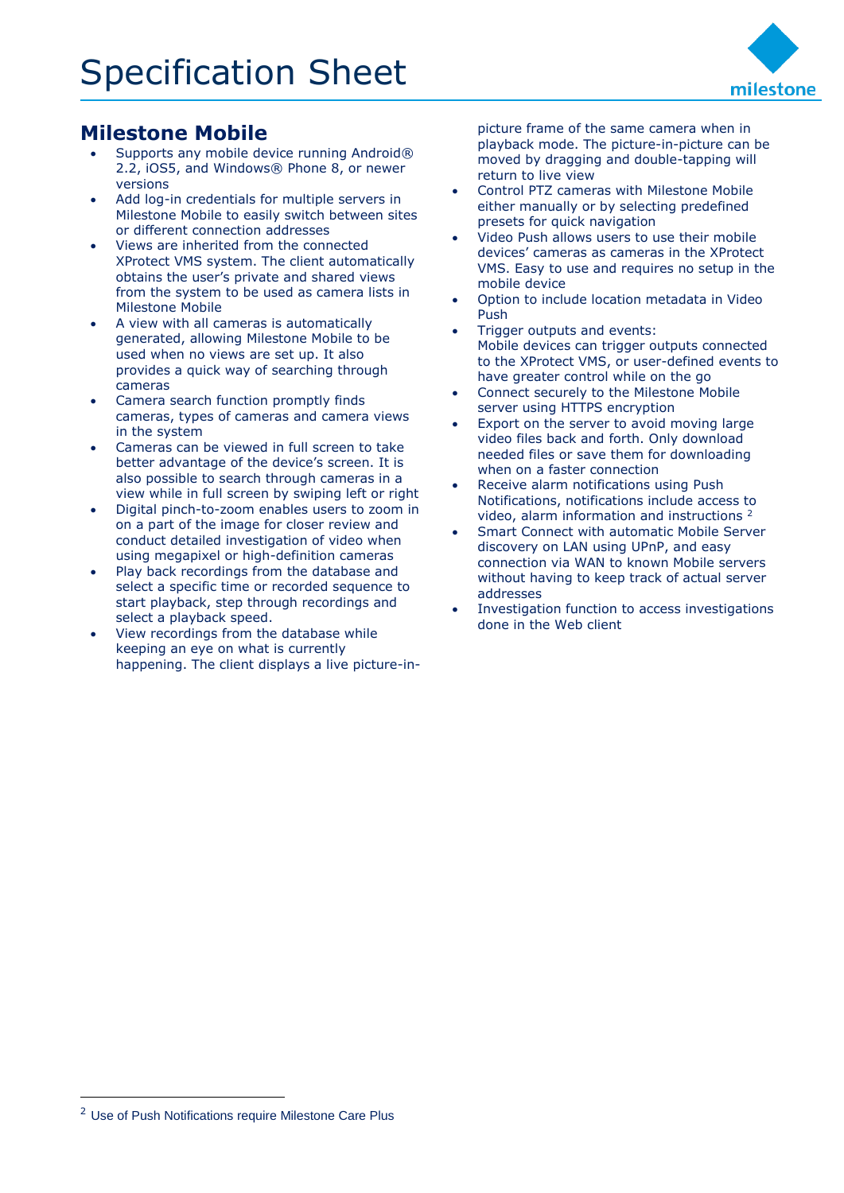## Milestone Mobile

- Supports any mobile device running Android® 2.2, iOS5, and Windows® Phone 8, or newer versions
- Add log-in credentials for multiple servers in Milestone Mobile to easily switch between sites or different connection addresses
- Views are inherited from the connected XProtect VMS system. The client automatically obtains the user's private and shared views from the system to be used as camera lists in Milestone Mobile
- A view with all cameras is automatically generated, allowing Milestone Mobile to be used when no views are set up. It also provides a quick way of searching through cameras
- Camera search function promptly finds cameras, types of cameras and camera views in the system
- Cameras can be viewed in full screen to take better advantage of the device's screen. It is also possible to search through cameras in a view while in full screen by swiping left or right
- Digital pinch-to-zoom enables users to zoom in on a part of the image for closer review and conduct detailed investigation of video when using megapixel or high-definition cameras
- Play back recordings from the database and select a specific time or recorded sequence to start playback, step through recordings and select a playback speed.
- View recordings from the database while keeping an eye on what is currently happening. The client displays a live picture-in-picture frame of the same camera when in playback mode. The picture-in-picture can be moved by dragging and double-tapping will return to live view
- Control PTZ cameras with Milestone Mobile either manually or by selecting predefined presets for quick navigation
- Video Push allows users to use their mobile devices' cameras as cameras in the XProtect VMS. Easy to use and requires no setup in the mobile device
- Option to include location metadata in Video Push
- Trigger outputs and events:
  Mobile devices can trigger outputs connected to the XProtect VMS, or user-defined events to have greater control while on the go
- Connect securely to the Milestone Mobile server using HTTPS encryption
- Export on the server to avoid moving large video files back and forth. Only download needed files or save them for downloading when on a faster connection
- Receive alarm notifications using Push Notifications, notifications include access to video, alarm information and instructions [2]
- Smart Connect with automatic Mobile Server discovery on LAN using UPnP, and easy connection via WAN to known Mobile servers without having to keep track of actual server addresses
- Investigation function to access investigations done in the Web client

---

[2] Use of Push Notifications require Milestone Care Plus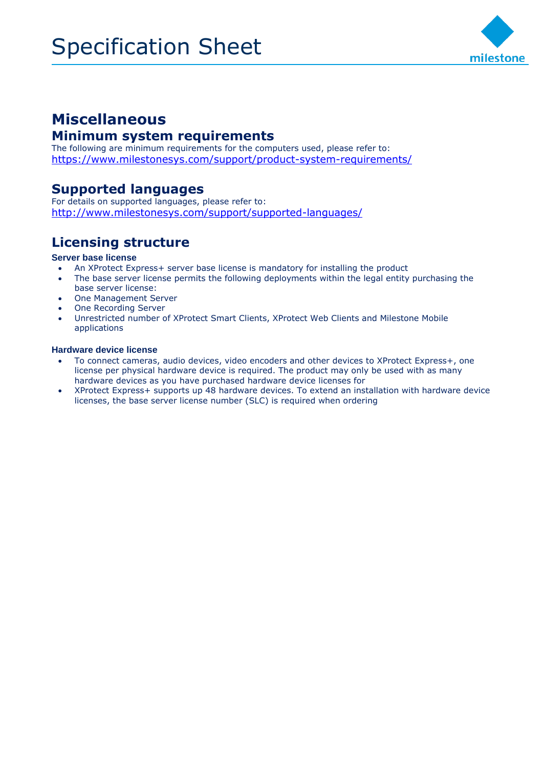## Miscellaneous

### Minimum system requirements

The following are minimum requirements for the computers used, please refer to:
https://www.milestonesys.com/support/product-system-requirements/

### Supported languages

For details on supported languages, please refer to:
http://www.milestonesys.com/support/supported-languages/

### Licensing structure

**Server base license**

- An XProtect Express+ server base license is mandatory for installing the product
- The base server license permits the following deployments within the legal entity purchasing the base server license:
- One Management Server
- One Recording Server
- Unrestricted number of XProtect Smart Clients, XProtect Web Clients and Milestone Mobile applications

**Hardware device license**

- To connect cameras, audio devices, video encoders and other devices to XProtect Express+, one license per physical hardware device is required. The product may only be used with as many hardware devices as you have purchased hardware device licenses for
- XProtect Express+ supports up 48 hardware devices. To extend an installation with hardware device licenses, the base server license number (SLC) is required when ordering